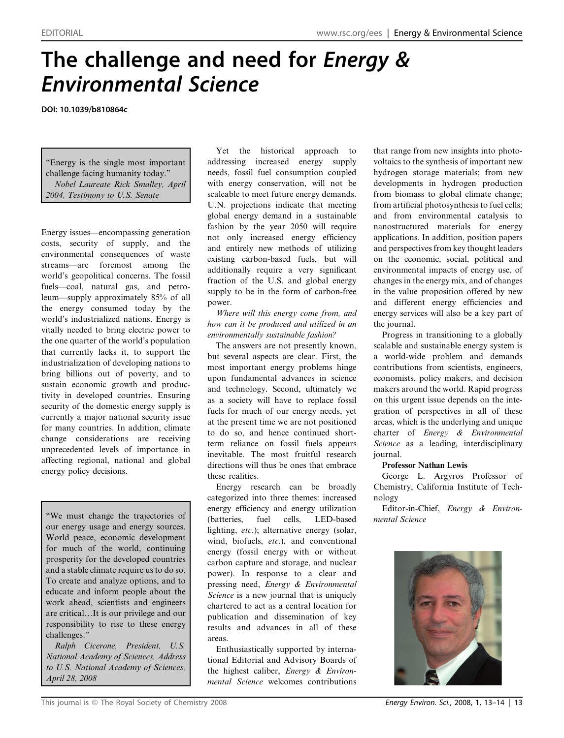# The challenge and need for *Energy & Environmental Science*

**DOI: 10.1039/b810864c**

> "Energy is the single most important challenge facing humanity today."
> *Nobel Laureate Rick Smalley, April 2004, Testimony to U.S. Senate*

Energy issues—encompassing generation costs, security of supply, and the environmental consequences of waste streams—are foremost among the world's geopolitical concerns. The fossil fuels—coal, natural gas, and petroleum—supply approximately 85% of all the energy consumed today by the world's industrialized nations. Energy is vitally needed to bring electric power to the one quarter of the world's population that currently lacks it, to support the industrialization of developing nations to bring billions out of poverty, and to sustain economic growth and productivity in developed countries. Ensuring security of the domestic energy supply is currently a major national security issue for many countries. In addition, climate change considerations are receiving unprecedented levels of importance in affecting regional, national and global energy policy decisions.

> "We must change the trajectories of our energy usage and energy sources. World peace, economic development for much of the world, continuing prosperity for the developed countries and a stable climate require us to do so. To create and analyze options, and to educate and inform people about the work ahead, scientists and engineers are critical…It is our privilege and our responsibility to rise to these energy challenges."
> *Ralph Cicerone, President, U.S. National Academy of Sciences, Address to U.S. National Academy of Sciences, April 28, 2008*

Yet the historical approach to addressing increased energy supply needs, fossil fuel consumption coupled with energy conservation, will not be scaleable to meet future energy demands. U.N. projections indicate that meeting global energy demand in a sustainable fashion by the year 2050 will require not only increased energy efficiency and entirely new methods of utilizing existing carbon-based fuels, but will additionally require a very significant fraction of the U.S. and global energy supply to be in the form of carbon-free power.

*Where will this energy come from, and how can it be produced and utilized in an environmentally sustainable fashion?*

The answers are not presently known, but several aspects are clear. First, the most important energy problems hinge upon fundamental advances in science and technology. Second, ultimately we as a society will have to replace fossil fuels for much of our energy needs, yet at the present time we are not positioned to do so, and hence continued short-term reliance on fossil fuels appears inevitable. The most fruitful research directions will thus be ones that embrace these realities.

Energy research can be broadly categorized into three themes: increased energy efficiency and energy utilization (batteries, fuel cells, LED-based lighting, *etc*.); alternative energy (solar, wind, biofuels, *etc*.), and conventional energy (fossil energy with or without carbon capture and storage, and nuclear power). In response to a clear and pressing need, *Energy & Environmental Science* is a new journal that is uniquely chartered to act as a central location for publication and dissemination of key results and advances in all of these areas.

Enthusiastically supported by international Editorial and Advisory Boards of the highest caliber, *Energy & Environmental Science* welcomes contributions that range from new insights into photovoltaics to the synthesis of important new hydrogen storage materials; from new developments in hydrogen production from biomass to global climate change; from artificial photosynthesis to fuel cells; and from environmental catalysis to nanostructured materials for energy applications. In addition, position papers and perspectives from key thought leaders on the economic, social, political and environmental impacts of energy use, of changes in the energy mix, and of changes in the value proposition offered by new and different energy efficiencies and energy services will also be a key part of the journal.

Progress in transitioning to a globally scalable and sustainable energy system is a world-wide problem and demands contributions from scientists, engineers, economists, policy makers, and decision makers around the world. Rapid progress on this urgent issue depends on the integration of perspectives in all of these areas, which is the underlying and unique charter of *Energy & Environmental Science* as a leading, interdisciplinary journal.

**Professor Nathan Lewis**

George L. Argyros Professor of Chemistry, California Institute of Technology

Editor-in-Chief, *Energy & Environmental Science*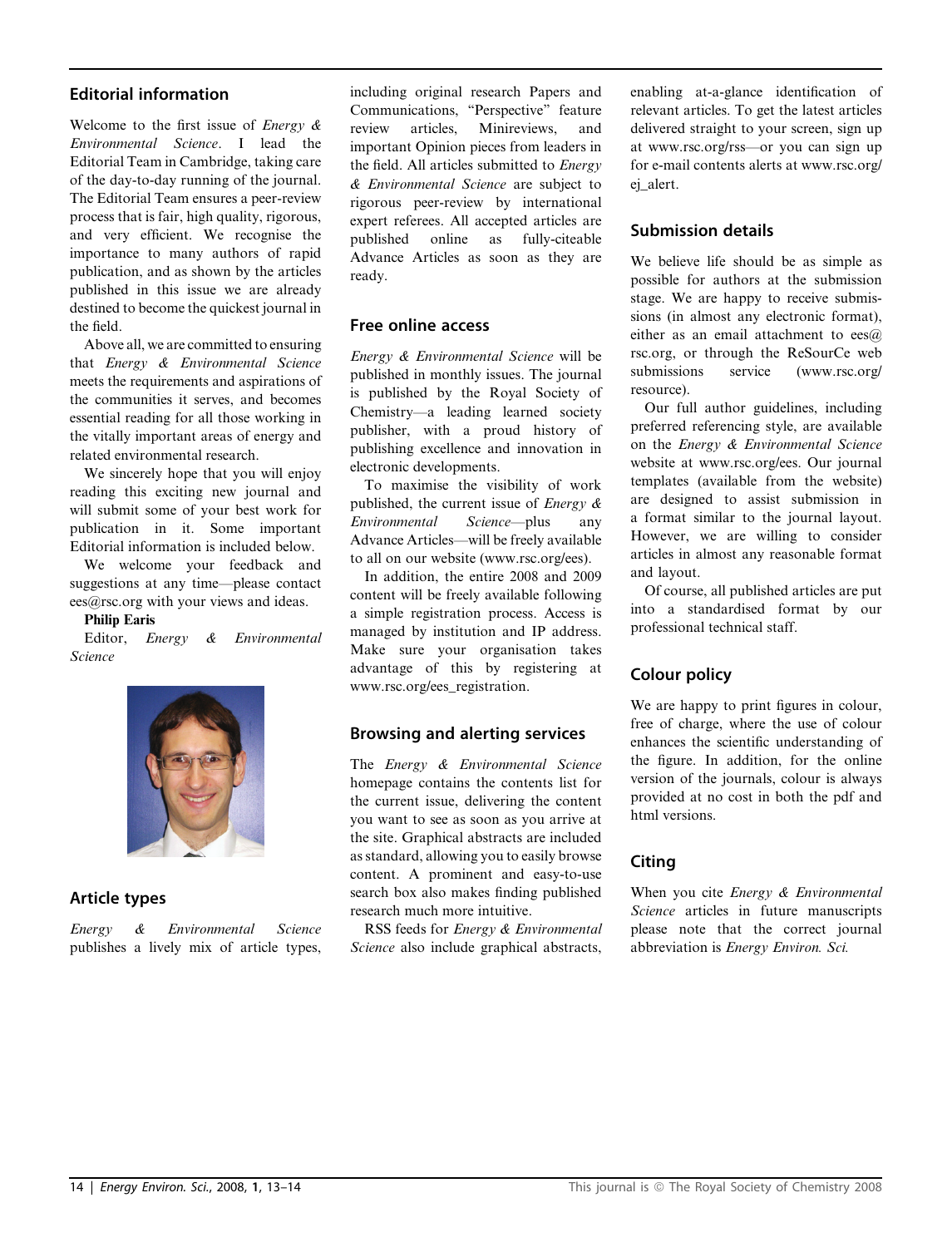## Editorial information

Welcome to the first issue of *Energy & Environmental Science*. I lead the Editorial Team in Cambridge, taking care of the day-to-day running of the journal. The Editorial Team ensures a peer-review process that is fair, high quality, rigorous, and very efficient. We recognise the importance to many authors of rapid publication, and as shown by the articles published in this issue we are already destined to become the quickest journal in the field.

Above all, we are committed to ensuring that *Energy & Environmental Science* meets the requirements and aspirations of the communities it serves, and becomes essential reading for all those working in the vitally important areas of energy and related environmental research.

We sincerely hope that you will enjoy reading this exciting new journal and will submit some of your best work for publication in it. Some important Editorial information is included below.

We welcome your feedback and suggestions at any time—please contact ees@rsc.org with your views and ideas.

**Philip Earis**
Editor, *Energy & Environmental Science*

## Article types

*Energy & Environmental Science* publishes a lively mix of article types, including original research Papers and Communications, "Perspective" feature review articles, Minireviews, and important Opinion pieces from leaders in the field. All articles submitted to *Energy & Environmental Science* are subject to rigorous peer-review by international expert referees. All accepted articles are published online as fully-citeable Advance Articles as soon as they are ready.

## Free online access

*Energy & Environmental Science* will be published in monthly issues. The journal is published by the Royal Society of Chemistry—a leading learned society publisher, with a proud history of publishing excellence and innovation in electronic developments.

To maximise the visibility of work published, the current issue of *Energy & Environmental Science*—plus any Advance Articles—will be freely available to all on our website (www.rsc.org/ees).

In addition, the entire 2008 and 2009 content will be freely available following a simple registration process. Access is managed by institution and IP address. Make sure your organisation takes advantage of this by registering at www.rsc.org/ees_registration.

## Browsing and alerting services

The *Energy & Environmental Science* homepage contains the contents list for the current issue, delivering the content you want to see as soon as you arrive at the site. Graphical abstracts are included as standard, allowing you to easily browse content. A prominent and easy-to-use search box also makes finding published research much more intuitive.

RSS feeds for *Energy & Environmental Science* also include graphical abstracts, enabling at-a-glance identification of relevant articles. To get the latest articles delivered straight to your screen, sign up at www.rsc.org/rss—or you can sign up for e-mail contents alerts at www.rsc.org/ej_alert.

## Submission details

We believe life should be as simple as possible for authors at the submission stage. We are happy to receive submissions (in almost any electronic format), either as an email attachment to ees@rsc.org, or through the ReSourCe web submissions service (www.rsc.org/resource).

Our full author guidelines, including preferred referencing style, are available on the *Energy & Environmental Science* website at www.rsc.org/ees. Our journal templates (available from the website) are designed to assist submission in a format similar to the journal layout. However, we are willing to consider articles in almost any reasonable format and layout.

Of course, all published articles are put into a standardised format by our professional technical staff.

## Colour policy

We are happy to print figures in colour, free of charge, where the use of colour enhances the scientific understanding of the figure. In addition, for the online version of the journals, colour is always provided at no cost in both the pdf and html versions.

## Citing

When you cite *Energy & Environmental Science* articles in future manuscripts please note that the correct journal abbreviation is *Energy Environ. Sci.*